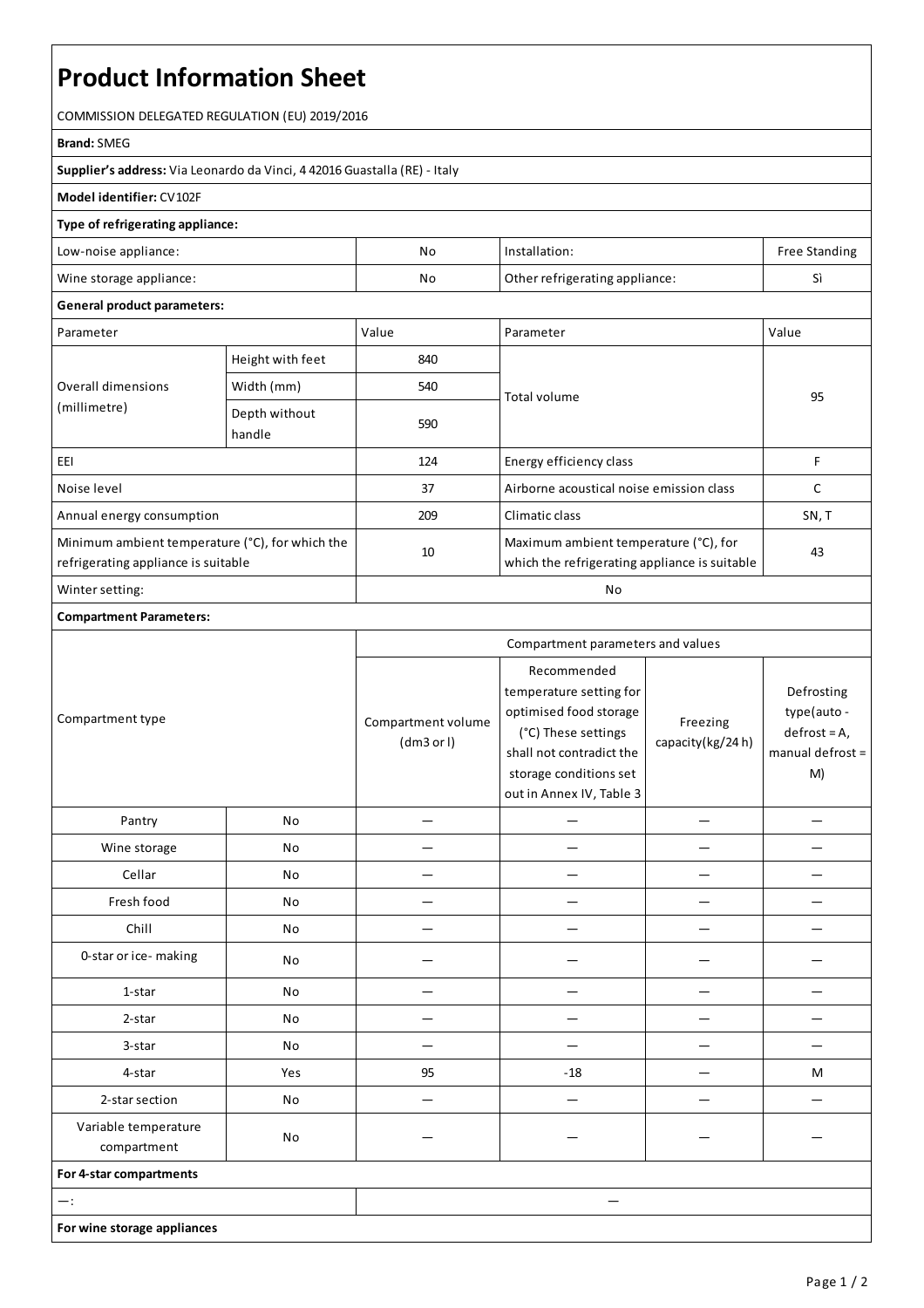# Product Information Sheet

COMMISSION DELEGATED REGULATION (EU) 2019/2016

**Brand:** SMEG

**Supplier's address:** Via Leonardo da Vinci, 4 42016 Guastalla (RE) - Italy

**Model identifier:** CV102F

**Type of refrigerating appliance:**

| | | | |
|---|---|---|---|
| Low-noise appliance: | No | Installation: | Free Standing |
| Wine storage appliance: | No | Other refrigerating appliance: | Sì |

**General product parameters:**

| Parameter | | Value | Parameter | Value |
|---|---|---|---|---|
| Overall dimensions (millimetre) | Height with feet | 840 | Total volume | 95 |
| | Width (mm) | 540 | | |
| | Depth without handle | 590 | | |
| EEI | | 124 | Energy efficiency class | F |
| Noise level | | 37 | Airborne acoustical noise emission class | C |
| Annual energy consumption | | 209 | Climatic class | SN, T |
| Minimum ambient temperature (°C), for which the refrigerating appliance is suitable | | 10 | Maximum ambient temperature (°C), for which the refrigerating appliance is suitable | 43 |
| Winter setting: | | No | | |

**Compartment Parameters:**

| Compartment type | | Compartment parameters and values | | | |
|---|---|---|---|---|---|
| | | Compartment volume (dm3 or l) | Recommended temperature setting for optimised food storage (°C) These settings shall not contradict the storage conditions set out in Annex IV, Table 3 | Freezing capacity(kg/24 h) | Defrosting type(auto - defrost = A, manual defrost = M) |
| Pantry | No | — | — | — | — |
| Wine storage | No | — | — | — | — |
| Cellar | No | — | — | — | — |
| Fresh food | No | — | — | — | — |
| Chill | No | — | — | — | — |
| 0-star or ice- making | No | — | — | — | — |
| 1-star | No | — | — | — | — |
| 2-star | No | — | — | — | — |
| 3-star | No | — | — | — | — |
| 4-star | Yes | 95 | -18 | — | M |
| 2-star section | No | — | — | — | — |
| Variable temperature compartment | No | — | — | — | — |

**For 4-star compartments**

| | |
|---|---|
| —: | — |

**For wine storage appliances**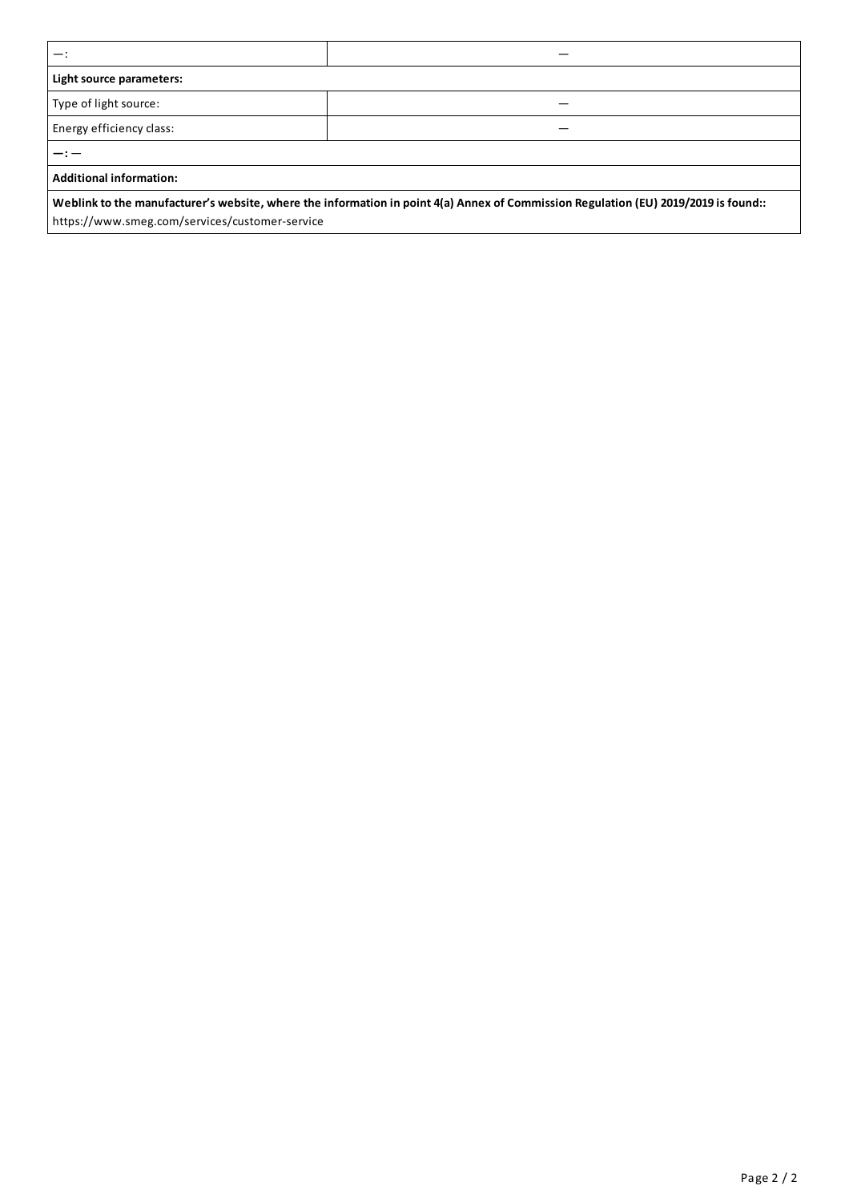| | |
|---|---|
| —: | — |
| **Light source parameters:** | |
| Type of light source: | — |
| Energy efficiency class: | — |
| **—: —** | |
| **Additional information:** | |
| **Weblink to the manufacturer's website, where the information in point 4(a) Annex of Commission Regulation (EU) 2019/2019 is found::** https://www.smeg.com/services/customer-service | |